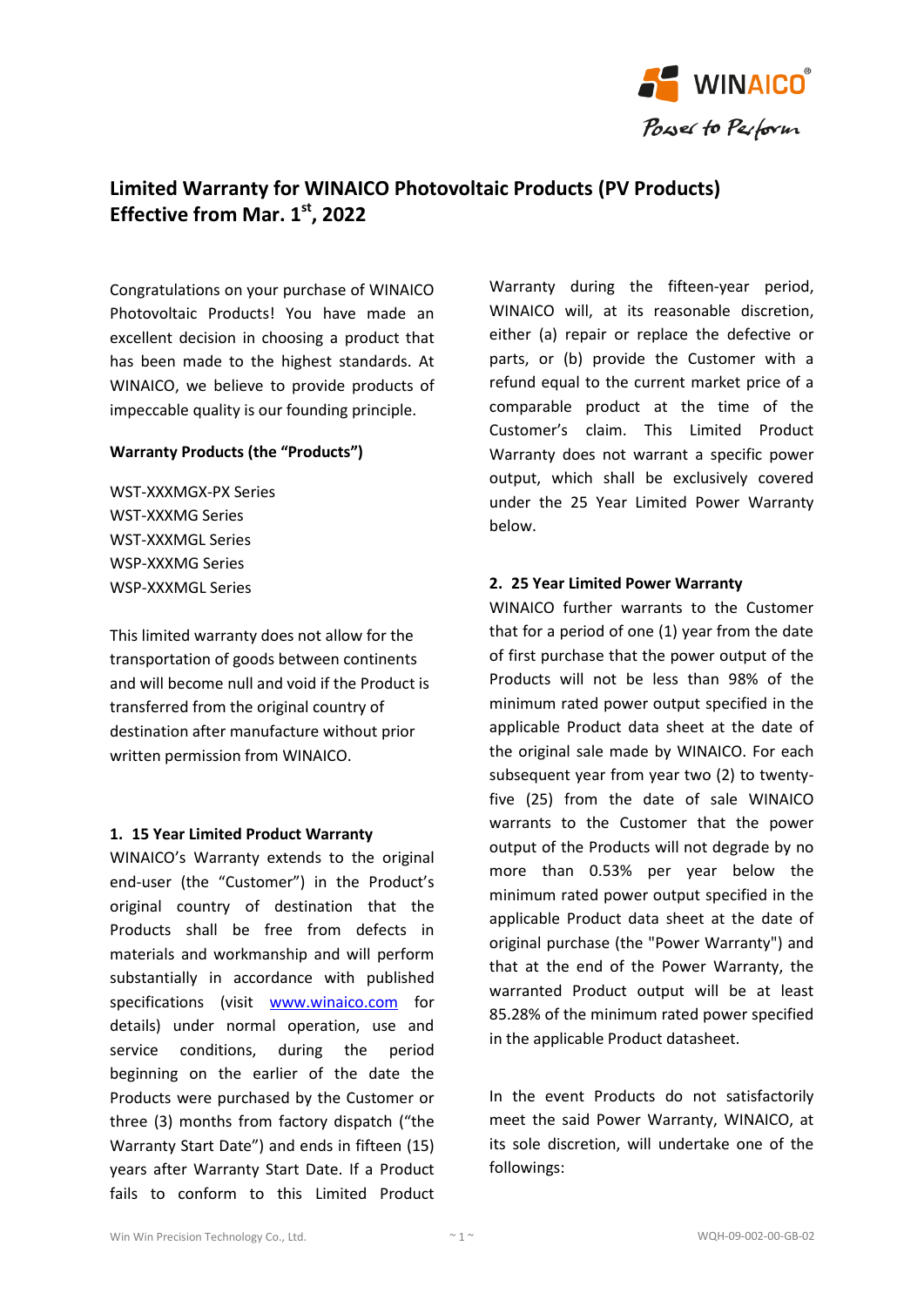# Limited Warranty for WINAICO Photovoltaic Products (PV Products) Effective from Mar. 1st, 2022

Congratulations on your purchase of WINAICO Photovoltaic Products! You have made an excellent decision in choosing a product that has been made to the highest standards. At WINAICO, we believe to provide products of impeccable quality is our founding principle.

**Warranty Products (the "Products")**

WST-XXXMGX-PX Series
WST-XXXMG Series
WST-XXXMGL Series
WSP-XXXMG Series
WSP-XXXMGL Series

This limited warranty does not allow for the transportation of goods between continents and will become null and void if the Product is transferred from the original country of destination after manufacture without prior written permission from WINAICO.

## 1. 15 Year Limited Product Warranty

WINAICO's Warranty extends to the original end-user (the "Customer") in the Product's original country of destination that the Products shall be free from defects in materials and workmanship and will perform substantially in accordance with published specifications (visit www.winaico.com for details) under normal operation, use and service conditions, during the period beginning on the earlier of the date the Products were purchased by the Customer or three (3) months from factory dispatch ("the Warranty Start Date") and ends in fifteen (15) years after Warranty Start Date. If a Product fails to conform to this Limited Product Warranty during the fifteen-year period, WINAICO will, at its reasonable discretion, either (a) repair or replace the defective or parts, or (b) provide the Customer with a refund equal to the current market price of a comparable product at the time of the Customer's claim. This Limited Product Warranty does not warrant a specific power output, which shall be exclusively covered under the 25 Year Limited Power Warranty below.

## 2. 25 Year Limited Power Warranty

WINAICO further warrants to the Customer that for a period of one (1) year from the date of first purchase that the power output of the Products will not be less than 98% of the minimum rated power output specified in the applicable Product data sheet at the date of the original sale made by WINAICO. For each subsequent year from year two (2) to twenty-five (25) from the date of sale WINAICO warrants to the Customer that the power output of the Products will not degrade by no more than 0.53% per year below the minimum rated power output specified in the applicable Product data sheet at the date of original purchase (the "Power Warranty") and that at the end of the Power Warranty, the warranted Product output will be at least 85.28% of the minimum rated power specified in the applicable Product datasheet.

In the event Products do not satisfactorily meet the said Power Warranty, WINAICO, at its sole discretion, will undertake one of the followings: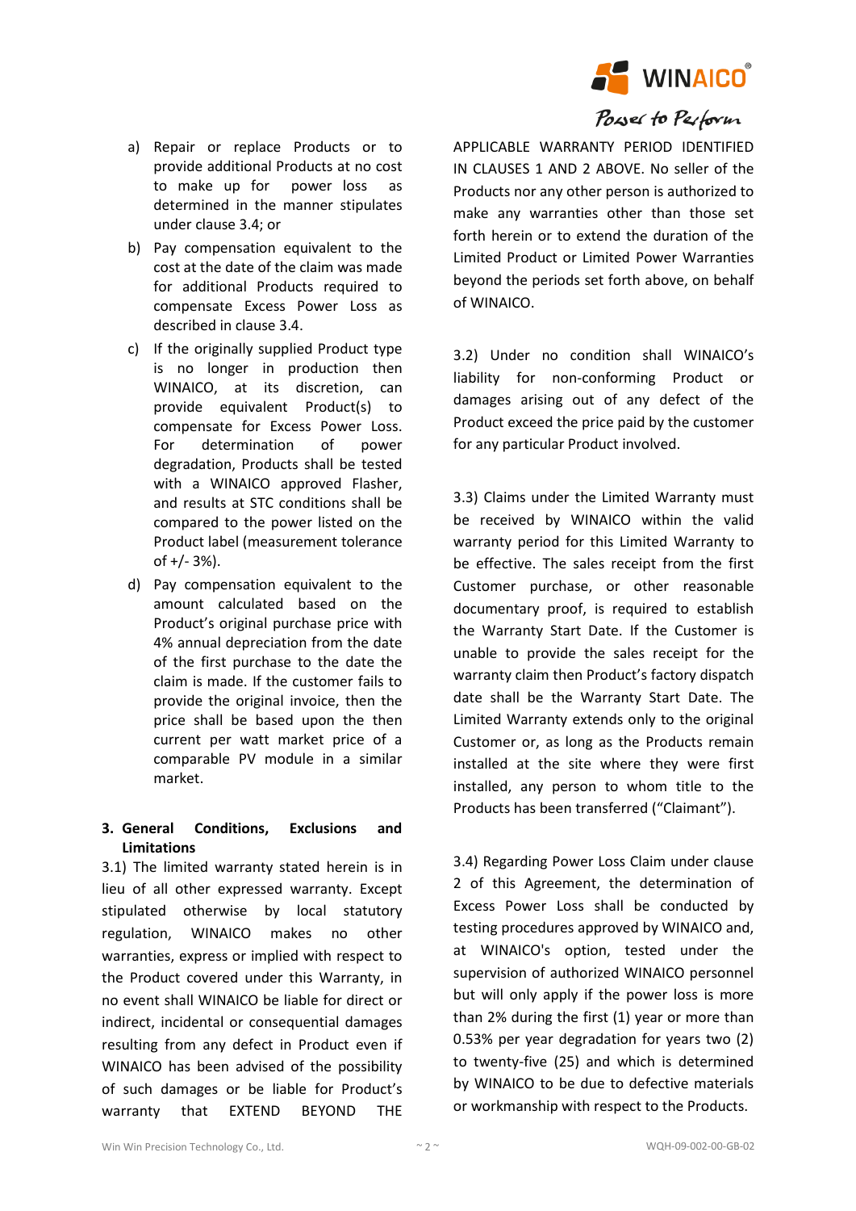a) Repair or replace Products or to provide additional Products at no cost to make up for power loss as determined in the manner stipulated under clause 3.4; or

b) Pay compensation equivalent to the cost at the date of the claim was made for additional Products required to compensate Excess Power Loss as described in clause 3.4.

c) If the originally supplied Product type is no longer in production then WINAICO, at its discretion, can provide equivalent Product(s) to compensate for Excess Power Loss. For determination of power degradation, Products shall be tested with a WINAICO approved Flasher, and results at STC conditions shall be compared to the power listed on the Product label (measurement tolerance of +/- 3%).

d) Pay compensation equivalent to the amount calculated based on the Product's original purchase price with 4% annual depreciation from the date of the first purchase to the date the claim is made. If the customer fails to provide the original invoice, then the price shall be based upon the then current per watt market price of a comparable PV module in a similar market.

## 3. General Conditions, Exclusions and Limitations

3.1) The limited warranty stated herein is in lieu of all other expressed warranty. Except stipulated otherwise by local statutory regulation, WINAICO makes no other warranties, express or implied with respect to the Product covered under this Warranty, in no event shall WINAICO be liable for direct or indirect, incidental or consequential damages resulting from any defect in Product even if WINAICO has been advised of the possibility of such damages or be liable for Product's warranty that EXTEND BEYOND THE APPLICABLE WARRANTY PERIOD IDENTIFIED IN CLAUSES 1 AND 2 ABOVE. No seller of the Products nor any other person is authorized to make any warranties other than those set forth herein or to extend the duration of the Limited Product or Limited Power Warranties beyond the periods set forth above, on behalf of WINAICO.

3.2) Under no condition shall WINAICO's liability for non-conforming Product or damages arising out of any defect of the Product exceed the price paid by the customer for any particular Product involved.

3.3) Claims under the Limited Warranty must be received by WINAICO within the valid warranty period for this Limited Warranty to be effective. The sales receipt from the first Customer purchase, or other reasonable documentary proof, is required to establish the Warranty Start Date. If the Customer is unable to provide the sales receipt for the warranty claim then Product's factory dispatch date shall be the Warranty Start Date. The Limited Warranty extends only to the original Customer or, as long as the Products remain installed at the site where they were first installed, any person to whom title to the Products has been transferred ("Claimant").

3.4) Regarding Power Loss Claim under clause 2 of this Agreement, the determination of Excess Power Loss shall be conducted by testing procedures approved by WINAICO and, at WINAICO's option, tested under the supervision of authorized WINAICO personnel but will only apply if the power loss is more than 2% during the first (1) year or more than 0.53% per year degradation for years two (2) to twenty-five (25) and which is determined by WINAICO to be due to defective materials or workmanship with respect to the Products.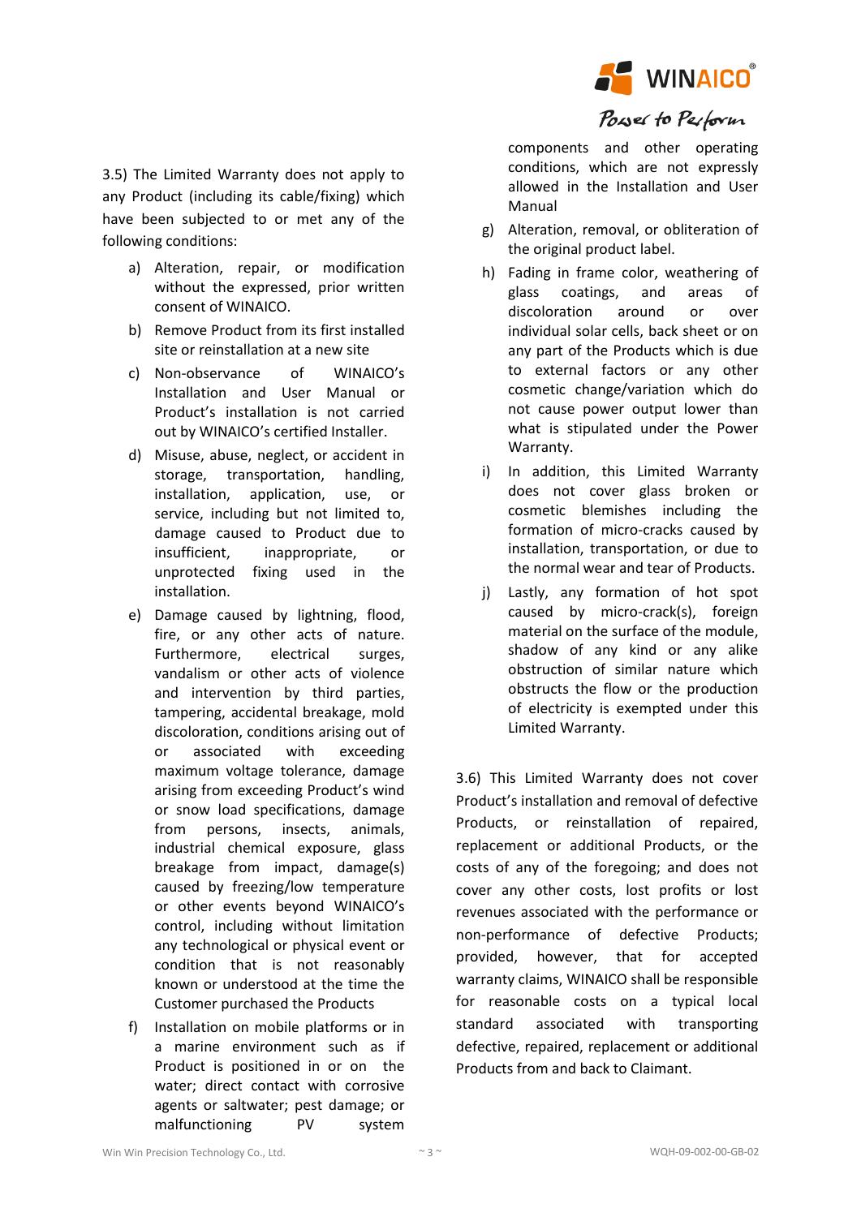3.5) The Limited Warranty does not apply to any Product (including its cable/fixing) which have been subjected to or met any of the following conditions:

a) Alteration, repair, or modification without the expressed, prior written consent of WINAICO.
b) Remove Product from its first installed site or reinstallation at a new site
c) Non-observance of WINAICO's Installation and User Manual or Product's installation is not carried out by WINAICO's certified Installer.
d) Misuse, abuse, neglect, or accident in storage, transportation, handling, installation, application, use, or service, including but not limited to, damage caused to Product due to insufficient, inappropriate, or unprotected fixing used in the installation.
e) Damage caused by lightning, flood, fire, or any other acts of nature. Furthermore, electrical surges, vandalism or other acts of violence and intervention by third parties, tampering, accidental breakage, mold discoloration, conditions arising out of or associated with exceeding maximum voltage tolerance, damage arising from exceeding Product's wind or snow load specifications, damage from persons, insects, animals, industrial chemical exposure, glass breakage from impact, damage(s) caused by freezing/low temperature or other events beyond WINAICO's control, including without limitation any technological or physical event or condition that is not reasonably known or understood at the time the Customer purchased the Products
f) Installation on mobile platforms or in a marine environment such as if Product is positioned in or on the water; direct contact with corrosive agents or saltwater; pest damage; or malfunctioning PV system components and other operating conditions, which are not expressly allowed in the Installation and User Manual
g) Alteration, removal, or obliteration of the original product label.
h) Fading in frame color, weathering of glass coatings, and areas of discoloration around or over individual solar cells, back sheet or on any part of the Products which is due to external factors or any other cosmetic change/variation which do not cause power output lower than what is stipulated under the Power Warranty.
i) In addition, this Limited Warranty does not cover glass broken or cosmetic blemishes including the formation of micro-cracks caused by installation, transportation, or due to the normal wear and tear of Products.
j) Lastly, any formation of hot spot caused by micro-crack(s), foreign material on the surface of the module, shadow of any kind or any alike obstruction of similar nature which obstructs the flow or the production of electricity is exempted under this Limited Warranty.

3.6) This Limited Warranty does not cover Product's installation and removal of defective Products, or reinstallation of repaired, replacement or additional Products, or the costs of any of the foregoing; and does not cover any other costs, lost profits or lost revenues associated with the performance or non-performance of defective Products; provided, however, that for accepted warranty claims, WINAICO shall be responsible for reasonable costs on a typical local standard associated with transporting defective, repaired, replacement or additional Products from and back to Claimant.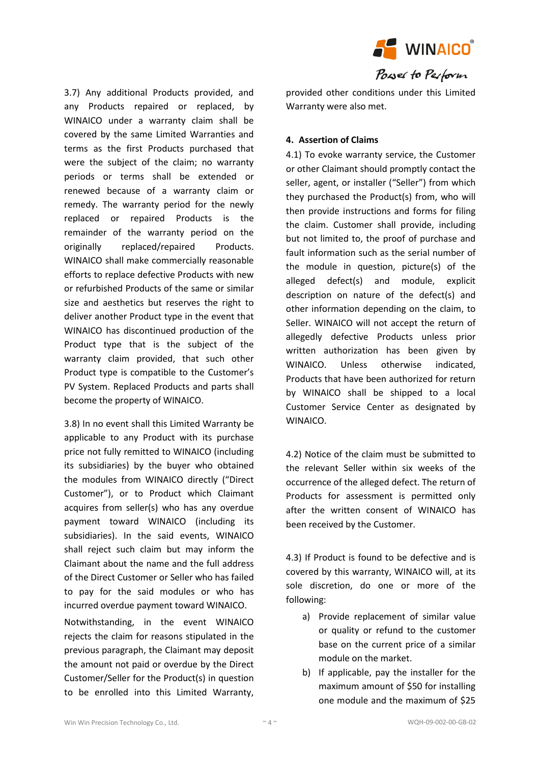3.7) Any additional Products provided, and any Products repaired or replaced, by WINAICO under a warranty claim shall be covered by the same Limited Warranties and terms as the first Products purchased that were the subject of the claim; no warranty periods or terms shall be extended or renewed because of a warranty claim or remedy. The warranty period for the newly replaced or repaired Products is the remainder of the warranty period on the originally replaced/repaired Products. WINAICO shall make commercially reasonable efforts to replace defective Products with new or refurbished Products of the same or similar size and aesthetics but reserves the right to deliver another Product type in the event that WINAICO has discontinued production of the Product type that is the subject of the warranty claim provided, that such other Product type is compatible to the Customer's PV System. Replaced Products and parts shall become the property of WINAICO.

3.8) In no event shall this Limited Warranty be applicable to any Product with its purchase price not fully remitted to WINAICO (including its subsidiaries) by the buyer who obtained the modules from WINAICO directly ("Direct Customer"), or to Product which Claimant acquires from seller(s) who has any overdue payment toward WINAICO (including its subsidiaries). In the said events, WINAICO shall reject such claim but may inform the Claimant about the name and the full address of the Direct Customer or Seller who has failed to pay for the said modules or who has incurred overdue payment toward WINAICO.

Notwithstanding, in the event WINAICO rejects the claim for reasons stipulated in the previous paragraph, the Claimant may deposit the amount not paid or overdue by the Direct Customer/Seller for the Product(s) in question to be enrolled into this Limited Warranty, provided other conditions under this Limited Warranty were also met.

## 4. Assertion of Claims

4.1) To evoke warranty service, the Customer or other Claimant should promptly contact the seller, agent, or installer ("Seller") from which they purchased the Product(s) from, who will then provide instructions and forms for filing the claim. Customer shall provide, including but not limited to, the proof of purchase and fault information such as the serial number of the module in question, picture(s) of the alleged defect(s) and module, explicit description on nature of the defect(s) and other information depending on the claim, to Seller. WINAICO will not accept the return of allegedly defective Products unless prior written authorization has been given by WINAICO. Unless otherwise indicated, Products that have been authorized for return by WINAICO shall be shipped to a local Customer Service Center as designated by WINAICO.

4.2) Notice of the claim must be submitted to the relevant Seller within six weeks of the occurrence of the alleged defect. The return of Products for assessment is permitted only after the written consent of WINAICO has been received by the Customer.

4.3) If Product is found to be defective and is covered by this warranty, WINAICO will, at its sole discretion, do one or more of the following:

a) Provide replacement of similar value or quality or refund to the customer base on the current price of a similar module on the market.
b) If applicable, pay the installer for the maximum amount of $50 for installing one module and the maximum of $25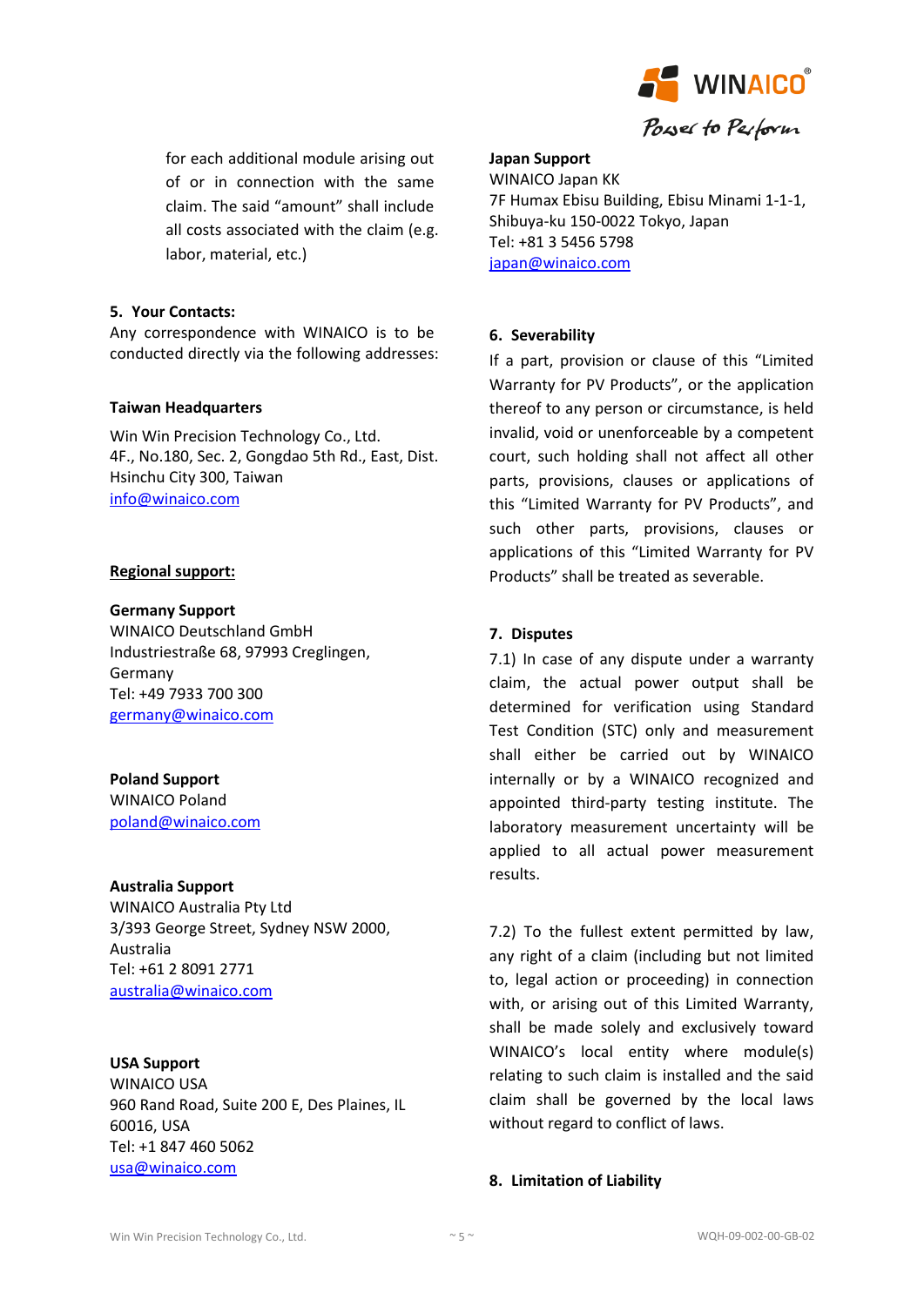for each additional module arising out of or in connection with the same claim. The said “amount” shall include all costs associated with the claim (e.g. labor, material, etc.)

## 5. Your Contacts:

Any correspondence with WINAICO is to be conducted directly via the following addresses:

**Taiwan Headquarters**

Win Win Precision Technology Co., Ltd.
4F., No.180, Sec. 2, Gongdao 5th Rd., East, Dist.
Hsinchu City 300, Taiwan
info@winaico.com

**Regional support:**

**Germany Support**
WINAICO Deutschland GmbH
Industriestraße 68, 97993 Creglingen,
Germany
Tel: +49 7933 700 300
germany@winaico.com

**Poland Support**
WINAICO Poland
poland@winaico.com

**Australia Support**
WINAICO Australia Pty Ltd
3/393 George Street, Sydney NSW 2000,
Australia
Tel: +61 2 8091 2771
australia@winaico.com

**USA Support**
WINAICO USA
960 Rand Road, Suite 200 E, Des Plaines, IL
60016, USA
Tel: +1 847 460 5062
usa@winaico.com

**Japan Support**
WINAICO Japan KK
7F Humax Ebisu Building, Ebisu Minami 1-1-1,
Shibuya-ku 150-0022 Tokyo, Japan
Tel: +81 3 5456 5798
japan@winaico.com

## 6. Severability

If a part, provision or clause of this “Limited Warranty for PV Products”, or the application thereof to any person or circumstance, is held invalid, void or unenforceable by a competent court, such holding shall not affect all other parts, provisions, clauses or applications of this “Limited Warranty for PV Products”, and such other parts, provisions, clauses or applications of this “Limited Warranty for PV Products” shall be treated as severable.

## 7. Disputes

7.1) In case of any dispute under a warranty claim, the actual power output shall be determined for verification using Standard Test Condition (STC) only and measurement shall either be carried out by WINAICO internally or by a WINAICO recognized and appointed third-party testing institute. The laboratory measurement uncertainty will be applied to all actual power measurement results.

7.2) To the fullest extent permitted by law, any right of a claim (including but not limited to, legal action or proceeding) in connection with, or arising out of this Limited Warranty, shall be made solely and exclusively toward WINAICO’s local entity where module(s) relating to such claim is installed and the said claim shall be governed by the local laws without regard to conflict of laws.

## 8. Limitation of Liability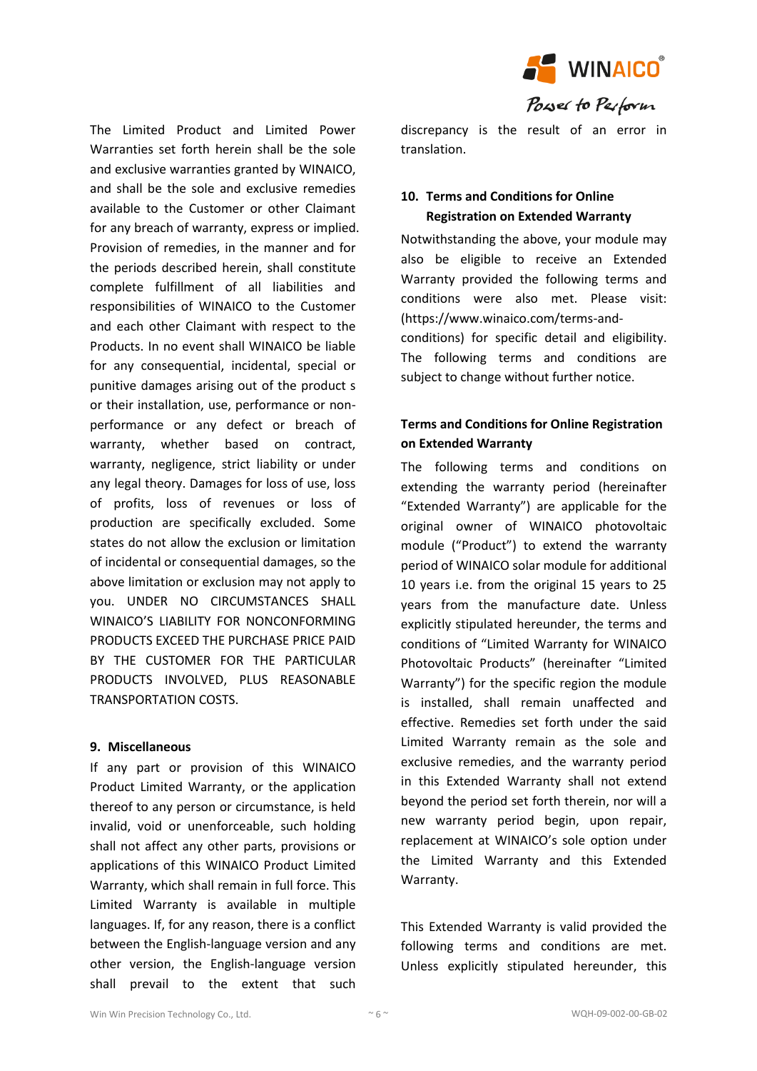The Limited Product and Limited Power Warranties set forth herein shall be the sole and exclusive warranties granted by WINAICO, and shall be the sole and exclusive remedies available to the Customer or other Claimant for any breach of warranty, express or implied. Provision of remedies, in the manner and for the periods described herein, shall constitute complete fulfillment of all liabilities and responsibilities of WINAICO to the Customer and each other Claimant with respect to the Products. In no event shall WINAICO be liable for any consequential, incidental, special or punitive damages arising out of the product s or their installation, use, performance or non-performance or any defect or breach of warranty, whether based on contract, warranty, negligence, strict liability or under any legal theory. Damages for loss of use, loss of profits, loss of revenues or loss of production are specifically excluded. Some states do not allow the exclusion or limitation of incidental or consequential damages, so the above limitation or exclusion may not apply to you. UNDER NO CIRCUMSTANCES SHALL WINAICO'S LIABILITY FOR NONCONFORMING PRODUCTS EXCEED THE PURCHASE PRICE PAID BY THE CUSTOMER FOR THE PARTICULAR PRODUCTS INVOLVED, PLUS REASONABLE TRANSPORTATION COSTS.

## 9. Miscellaneous

If any part or provision of this WINAICO Product Limited Warranty, or the application thereof to any person or circumstance, is held invalid, void or unenforceable, such holding shall not affect any other parts, provisions or applications of this WINAICO Product Limited Warranty, which shall remain in full force. This Limited Warranty is available in multiple languages. If, for any reason, there is a conflict between the English-language version and any other version, the English-language version shall prevail to the extent that such discrepancy is the result of an error in translation.

## 10. Terms and Conditions for Online Registration on Extended Warranty

Notwithstanding the above, your module may also be eligible to receive an Extended Warranty provided the following terms and conditions were also met. Please visit: (https://www.winaico.com/terms-and-conditions) for specific detail and eligibility. The following terms and conditions are subject to change without further notice.

### Terms and Conditions for Online Registration on Extended Warranty

The following terms and conditions on extending the warranty period (hereinafter "Extended Warranty") are applicable for the original owner of WINAICO photovoltaic module ("Product") to extend the warranty period of WINAICO solar module for additional 10 years i.e. from the original 15 years to 25 years from the manufacture date. Unless explicitly stipulated hereunder, the terms and conditions of "Limited Warranty for WINAICO Photovoltaic Products" (hereinafter "Limited Warranty") for the specific region the module is installed, shall remain unaffected and effective. Remedies set forth under the said Limited Warranty remain as the sole and exclusive remedies, and the warranty period in this Extended Warranty shall not extend beyond the period set forth therein, nor will a new warranty period begin, upon repair, replacement at WINAICO's sole option under the Limited Warranty and this Extended Warranty.

This Extended Warranty is valid provided the following terms and conditions are met. Unless explicitly stipulated hereunder, this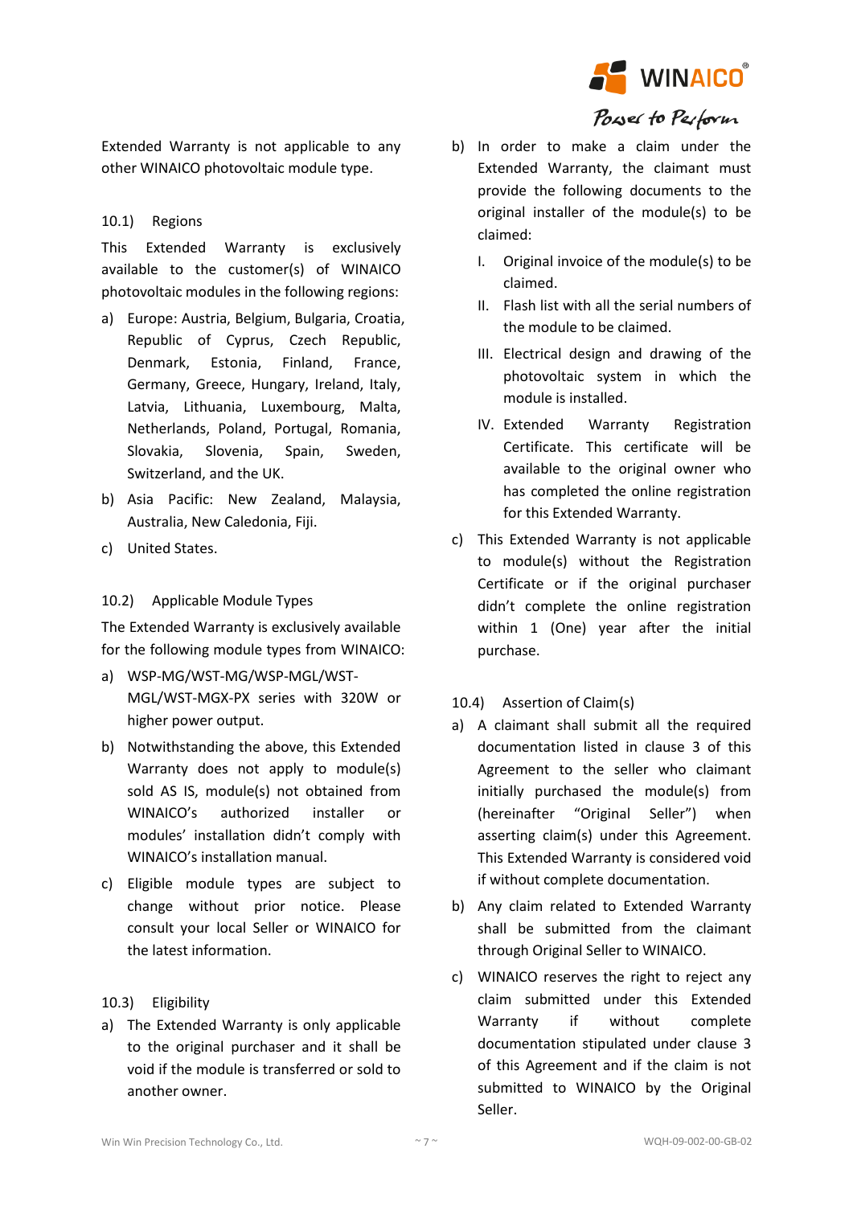Extended Warranty is not applicable to any other WINAICO photovoltaic module type.

### 10.1) Regions

This Extended Warranty is exclusively available to the customer(s) of WINAICO photovoltaic modules in the following regions:

a) Europe: Austria, Belgium, Bulgaria, Croatia, Republic of Cyprus, Czech Republic, Denmark, Estonia, Finland, France, Germany, Greece, Hungary, Ireland, Italy, Latvia, Lithuania, Luxembourg, Malta, Netherlands, Poland, Portugal, Romania, Slovakia, Slovenia, Spain, Sweden, Switzerland, and the UK.

b) Asia Pacific: New Zealand, Malaysia, Australia, New Caledonia, Fiji.

c) United States.

### 10.2) Applicable Module Types

The Extended Warranty is exclusively available for the following module types from WINAICO:

a) WSP-MG/WST-MG/WSP-MGL/WST-MGL/WST-MGX-PX series with 320W or higher power output.

b) Notwithstanding the above, this Extended Warranty does not apply to module(s) sold AS IS, module(s) not obtained from WINAICO's authorized installer or modules' installation didn't comply with WINAICO's installation manual.

c) Eligible module types are subject to change without prior notice. Please consult your local Seller or WINAICO for the latest information.

### 10.3) Eligibility

a) The Extended Warranty is only applicable to the original purchaser and it shall be void if the module is transferred or sold to another owner.

b) In order to make a claim under the Extended Warranty, the claimant must provide the following documents to the original installer of the module(s) to be claimed:

   I. Original invoice of the module(s) to be claimed.

   II. Flash list with all the serial numbers of the module to be claimed.

   III. Electrical design and drawing of the photovoltaic system in which the module is installed.

   IV. Extended Warranty Registration Certificate. This certificate will be available to the original owner who has completed the online registration for this Extended Warranty.

c) This Extended Warranty is not applicable to module(s) without the Registration Certificate or if the original purchaser didn't complete the online registration within 1 (One) year after the initial purchase.

### 10.4) Assertion of Claim(s)

a) A claimant shall submit all the required documentation listed in clause 3 of this Agreement to the seller who claimant initially purchased the module(s) from (hereinafter "Original Seller") when asserting claim(s) under this Agreement. This Extended Warranty is considered void if without complete documentation.

b) Any claim related to Extended Warranty shall be submitted from the claimant through Original Seller to WINAICO.

c) WINAICO reserves the right to reject any claim submitted under this Extended Warranty if without complete documentation stipulated under clause 3 of this Agreement and if the claim is not submitted to WINAICO by the Original Seller.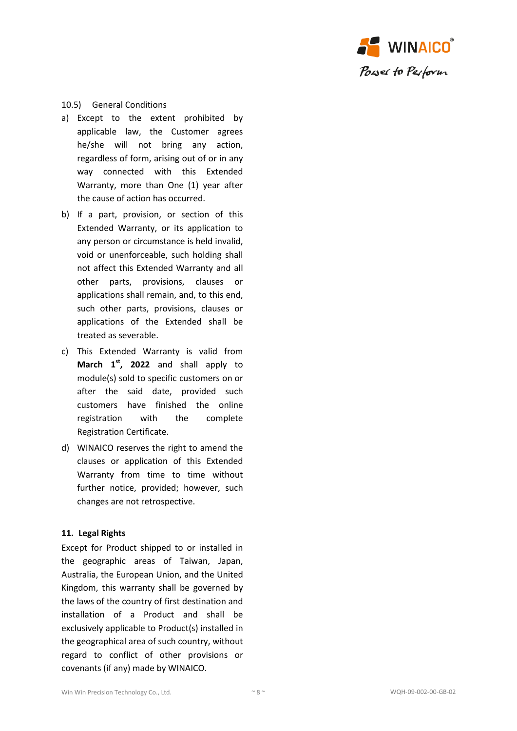10.5) General Conditions

a) Except to the extent prohibited by applicable law, the Customer agrees he/she will not bring any action, regardless of form, arising out of or in any way connected with this Extended Warranty, more than One (1) year after the cause of action has occurred.

b) If a part, provision, or section of this Extended Warranty, or its application to any person or circumstance is held invalid, void or unenforceable, such holding shall not affect this Extended Warranty and all other parts, provisions, clauses or applications shall remain, and, to this end, such other parts, provisions, clauses or applications of the Extended shall be treated as severable.

c) This Extended Warranty is valid from **March 1st, 2022** and shall apply to module(s) sold to specific customers on or after the said date, provided such customers have finished the online registration with the complete Registration Certificate.

d) WINAICO reserves the right to amend the clauses or application of this Extended Warranty from time to time without further notice, provided; however, such changes are not retrospective.

## 11. Legal Rights

Except for Product shipped to or installed in the geographic areas of Taiwan, Japan, Australia, the European Union, and the United Kingdom, this warranty shall be governed by the laws of the country of first destination and installation of a Product and shall be exclusively applicable to Product(s) installed in the geographical area of such country, without regard to conflict of other provisions or covenants (if any) made by WINAICO.